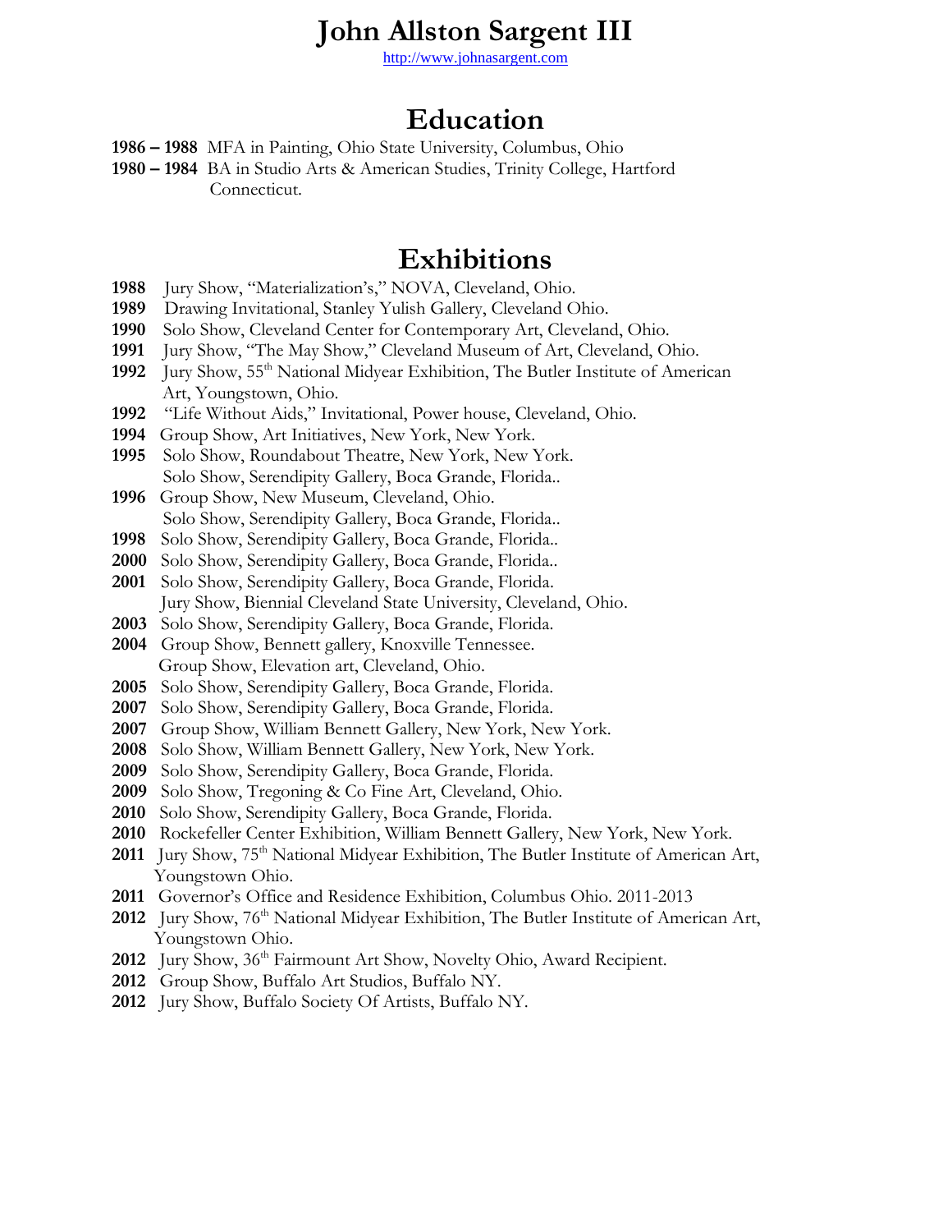# John Allston Sargent III

http://www.johnasargent.com

## Education

**1986 – 1988** MFA in Painting, Ohio State University, Columbus, Ohio
**1980 – 1984** BA in Studio Arts & American Studies, Trinity College, Hartford Connecticut.

## Exhibitions

**1988** Jury Show, "Materialization's," NOVA, Cleveland, Ohio.
**1989** Drawing Invitational, Stanley Yulish Gallery, Cleveland Ohio.
**1990** Solo Show, Cleveland Center for Contemporary Art, Cleveland, Ohio.
**1991** Jury Show, "The May Show," Cleveland Museum of Art, Cleveland, Ohio.
**1992** Jury Show, 55th National Midyear Exhibition, The Butler Institute of American Art, Youngstown, Ohio.
**1992** "Life Without Aids," Invitational, Power house, Cleveland, Ohio.
**1994** Group Show, Art Initiatives, New York, New York.
**1995** Solo Show, Roundabout Theatre, New York, New York.
Solo Show, Serendipity Gallery, Boca Grande, Florida..
**1996** Group Show, New Museum, Cleveland, Ohio.
Solo Show, Serendipity Gallery, Boca Grande, Florida..
**1998** Solo Show, Serendipity Gallery, Boca Grande, Florida..
**2000** Solo Show, Serendipity Gallery, Boca Grande, Florida..
**2001** Solo Show, Serendipity Gallery, Boca Grande, Florida.
Jury Show, Biennial Cleveland State University, Cleveland, Ohio.
**2003** Solo Show, Serendipity Gallery, Boca Grande, Florida.
**2004** Group Show, Bennett gallery, Knoxville Tennessee.
Group Show, Elevation art, Cleveland, Ohio.
**2005** Solo Show, Serendipity Gallery, Boca Grande, Florida.
**2007** Solo Show, Serendipity Gallery, Boca Grande, Florida.
**2007** Group Show, William Bennett Gallery, New York, New York.
**2008** Solo Show, William Bennett Gallery, New York, New York.
**2009** Solo Show, Serendipity Gallery, Boca Grande, Florida.
**2009** Solo Show, Tregoning & Co Fine Art, Cleveland, Ohio.
**2010** Solo Show, Serendipity Gallery, Boca Grande, Florida.
**2010** Rockefeller Center Exhibition, William Bennett Gallery, New York, New York.
**2011** Jury Show, 75th National Midyear Exhibition, The Butler Institute of American Art, Youngstown Ohio.
**2011** Governor's Office and Residence Exhibition, Columbus Ohio. 2011-2013
**2012** Jury Show, 76th National Midyear Exhibition, The Butler Institute of American Art, Youngstown Ohio.
**2012** Jury Show, 36th Fairmount Art Show, Novelty Ohio, Award Recipient.
**2012** Group Show, Buffalo Art Studios, Buffalo NY.
**2012** Jury Show, Buffalo Society Of Artists, Buffalo NY.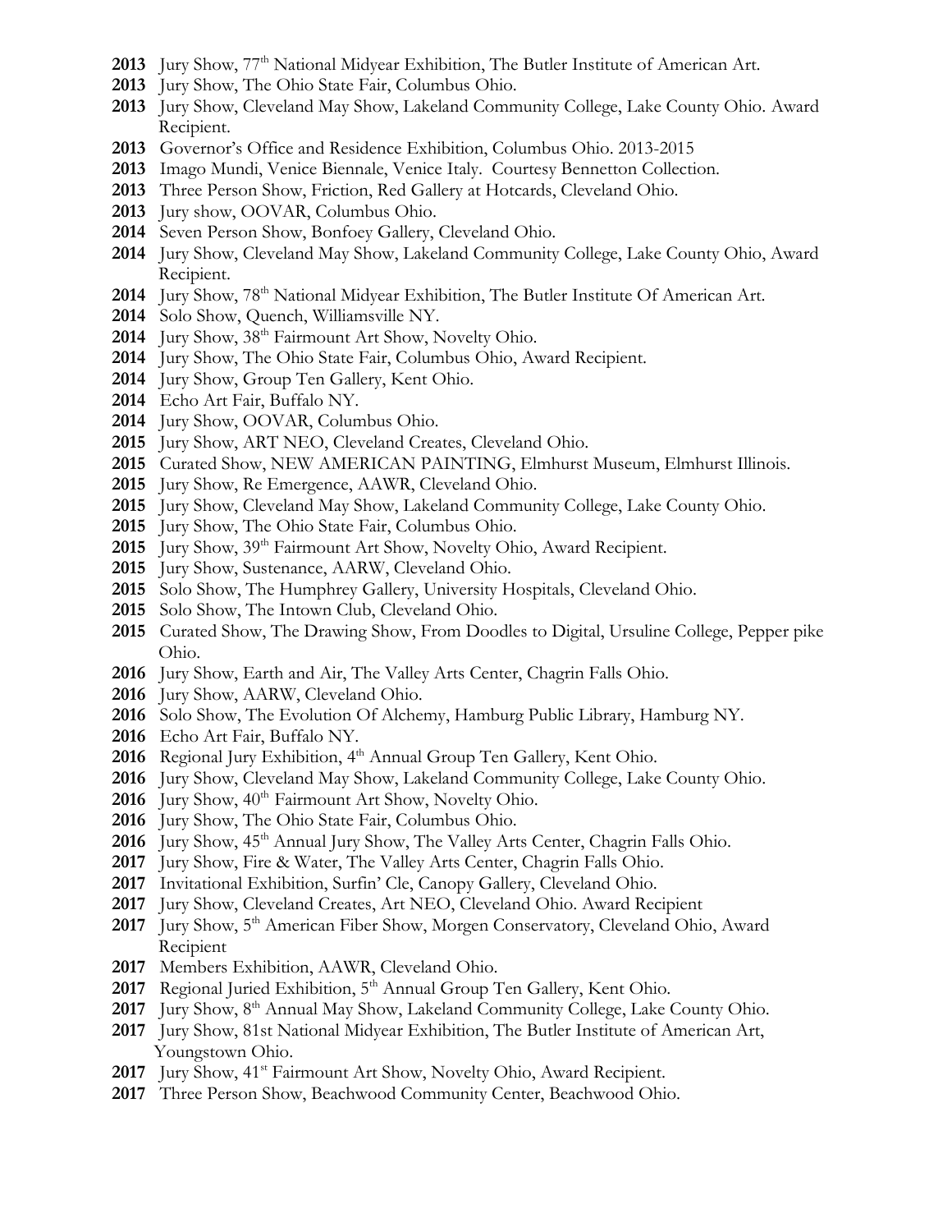**2013** Jury Show, 77th National Midyear Exhibition, The Butler Institute of American Art.
**2013** Jury Show, The Ohio State Fair, Columbus Ohio.
**2013** Jury Show, Cleveland May Show, Lakeland Community College, Lake County Ohio. Award Recipient.
**2013** Governor's Office and Residence Exhibition, Columbus Ohio. 2013-2015
**2013** Imago Mundi, Venice Biennale, Venice Italy. Courtesy Bennetton Collection.
**2013** Three Person Show, Friction, Red Gallery at Hotcards, Cleveland Ohio.
**2013** Jury show, OOVAR, Columbus Ohio.
**2014** Seven Person Show, Bonfoey Gallery, Cleveland Ohio.
**2014** Jury Show, Cleveland May Show, Lakeland Community College, Lake County Ohio, Award Recipient.
**2014** Jury Show, 78th National Midyear Exhibition, The Butler Institute Of American Art.
**2014** Solo Show, Quench, Williamsville NY.
**2014** Jury Show, 38th Fairmount Art Show, Novelty Ohio.
**2014** Jury Show, The Ohio State Fair, Columbus Ohio, Award Recipient.
**2014** Jury Show, Group Ten Gallery, Kent Ohio.
**2014** Echo Art Fair, Buffalo NY.
**2014** Jury Show, OOVAR, Columbus Ohio.
**2015** Jury Show, ART NEO, Cleveland Creates, Cleveland Ohio.
**2015** Curated Show, NEW AMERICAN PAINTING, Elmhurst Museum, Elmhurst Illinois.
**2015** Jury Show, Re Emergence, AAWR, Cleveland Ohio.
**2015** Jury Show, Cleveland May Show, Lakeland Community College, Lake County Ohio.
**2015** Jury Show, The Ohio State Fair, Columbus Ohio.
**2015** Jury Show, 39th Fairmount Art Show, Novelty Ohio, Award Recipient.
**2015** Jury Show, Sustenance, AARW, Cleveland Ohio.
**2015** Solo Show, The Humphrey Gallery, University Hospitals, Cleveland Ohio.
**2015** Solo Show, The Intown Club, Cleveland Ohio.
**2015** Curated Show, The Drawing Show, From Doodles to Digital, Ursuline College, Pepper pike Ohio.
**2016** Jury Show, Earth and Air, The Valley Arts Center, Chagrin Falls Ohio.
**2016** Jury Show, AARW, Cleveland Ohio.
**2016** Solo Show, The Evolution Of Alchemy, Hamburg Public Library, Hamburg NY.
**2016** Echo Art Fair, Buffalo NY.
**2016** Regional Jury Exhibition, 4th Annual Group Ten Gallery, Kent Ohio.
**2016** Jury Show, Cleveland May Show, Lakeland Community College, Lake County Ohio.
**2016** Jury Show, 40th Fairmount Art Show, Novelty Ohio.
**2016** Jury Show, The Ohio State Fair, Columbus Ohio.
**2016** Jury Show, 45th Annual Jury Show, The Valley Arts Center, Chagrin Falls Ohio.
**2017** Jury Show, Fire & Water, The Valley Arts Center, Chagrin Falls Ohio.
**2017** Invitational Exhibition, Surfin' Cle, Canopy Gallery, Cleveland Ohio.
**2017** Jury Show, Cleveland Creates, Art NEO, Cleveland Ohio. Award Recipient
**2017** Jury Show, 5th American Fiber Show, Morgen Conservatory, Cleveland Ohio, Award Recipient
**2017** Members Exhibition, AAWR, Cleveland Ohio.
**2017** Regional Juried Exhibition, 5th Annual Group Ten Gallery, Kent Ohio.
**2017** Jury Show, 8th Annual May Show, Lakeland Community College, Lake County Ohio.
**2017** Jury Show, 81st National Midyear Exhibition, The Butler Institute of American Art, Youngstown Ohio.
**2017** Jury Show, 41st Fairmount Art Show, Novelty Ohio, Award Recipient.
**2017** Three Person Show, Beachwood Community Center, Beachwood Ohio.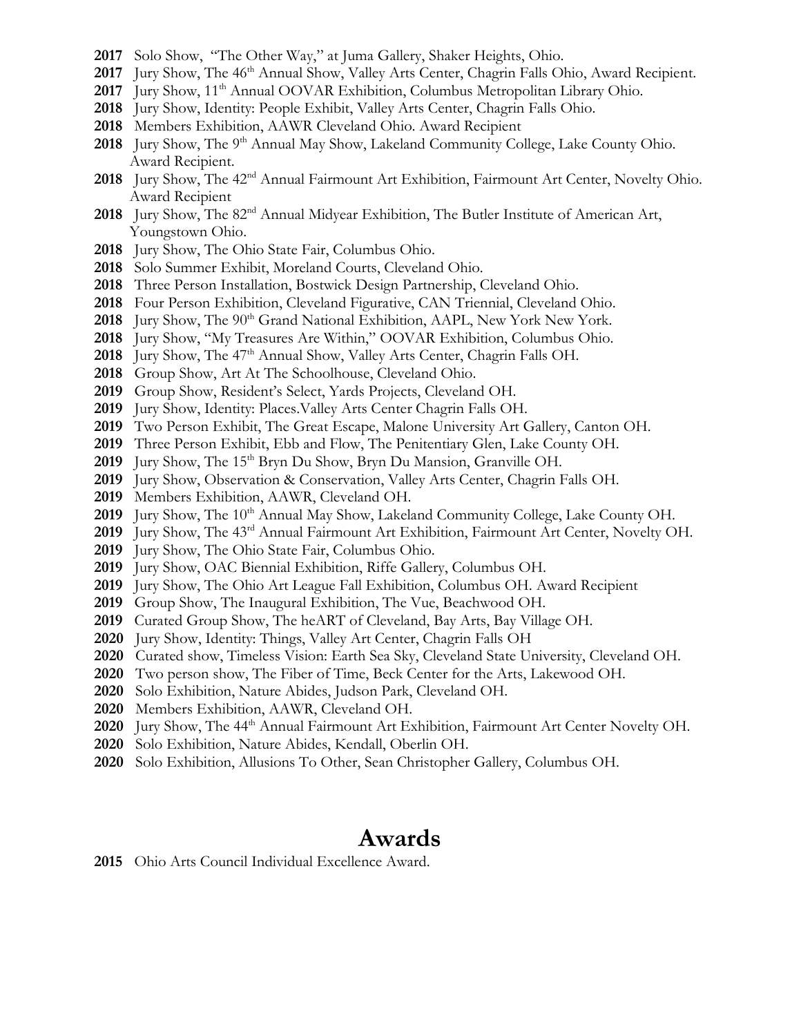**2017** Solo Show, "The Other Way," at Juma Gallery, Shaker Heights, Ohio.
**2017** Jury Show, The 46th Annual Show, Valley Arts Center, Chagrin Falls Ohio, Award Recipient.
**2017** Jury Show, 11th Annual OOVAR Exhibition, Columbus Metropolitan Library Ohio.
**2018** Jury Show, Identity: People Exhibit, Valley Arts Center, Chagrin Falls Ohio.
**2018** Members Exhibition, AAWR Cleveland Ohio. Award Recipient
**2018** Jury Show, The 9th Annual May Show, Lakeland Community College, Lake County Ohio. Award Recipient.
**2018** Jury Show, The 42nd Annual Fairmount Art Exhibition, Fairmount Art Center, Novelty Ohio. Award Recipient
**2018** Jury Show, The 82nd Annual Midyear Exhibition, The Butler Institute of American Art, Youngstown Ohio.
**2018** Jury Show, The Ohio State Fair, Columbus Ohio.
**2018** Solo Summer Exhibit, Moreland Courts, Cleveland Ohio.
**2018** Three Person Installation, Bostwick Design Partnership, Cleveland Ohio.
**2018** Four Person Exhibition, Cleveland Figurative, CAN Triennial, Cleveland Ohio.
**2018** Jury Show, The 90th Grand National Exhibition, AAPL, New York New York.
**2018** Jury Show, "My Treasures Are Within," OOVAR Exhibition, Columbus Ohio.
**2018** Jury Show, The 47th Annual Show, Valley Arts Center, Chagrin Falls OH.
**2018** Group Show, Art At The Schoolhouse, Cleveland Ohio.
**2019** Group Show, Resident's Select, Yards Projects, Cleveland OH.
**2019** Jury Show, Identity: Places.Valley Arts Center Chagrin Falls OH.
**2019** Two Person Exhibit, The Great Escape, Malone University Art Gallery, Canton OH.
**2019** Three Person Exhibit, Ebb and Flow, The Penitentiary Glen, Lake County OH.
**2019** Jury Show, The 15th Bryn Du Show, Bryn Du Mansion, Granville OH.
**2019** Jury Show, Observation & Conservation, Valley Arts Center, Chagrin Falls OH.
**2019** Members Exhibition, AAWR, Cleveland OH.
**2019** Jury Show, The 10th Annual May Show, Lakeland Community College, Lake County OH.
**2019** Jury Show, The 43rd Annual Fairmount Art Exhibition, Fairmount Art Center, Novelty OH.
**2019** Jury Show, The Ohio State Fair, Columbus Ohio.
**2019** Jury Show, OAC Biennial Exhibition, Riffe Gallery, Columbus OH.
**2019** Jury Show, The Ohio Art League Fall Exhibition, Columbus OH. Award Recipient
**2019** Group Show, The Inaugural Exhibition, The Vue, Beachwood OH.
**2019** Curated Group Show, The heART of Cleveland, Bay Arts, Bay Village OH.
**2020** Jury Show, Identity: Things, Valley Art Center, Chagrin Falls OH
**2020** Curated show, Timeless Vision: Earth Sea Sky, Cleveland State University, Cleveland OH.
**2020** Two person show, The Fiber of Time, Beck Center for the Arts, Lakewood OH.
**2020** Solo Exhibition, Nature Abides, Judson Park, Cleveland OH.
**2020** Members Exhibition, AAWR, Cleveland OH.
**2020** Jury Show, The 44th Annual Fairmount Art Exhibition, Fairmount Art Center Novelty OH.
**2020** Solo Exhibition, Nature Abides, Kendall, Oberlin OH.
**2020** Solo Exhibition, Allusions To Other, Sean Christopher Gallery, Columbus OH.

# Awards

**2015** Ohio Arts Council Individual Excellence Award.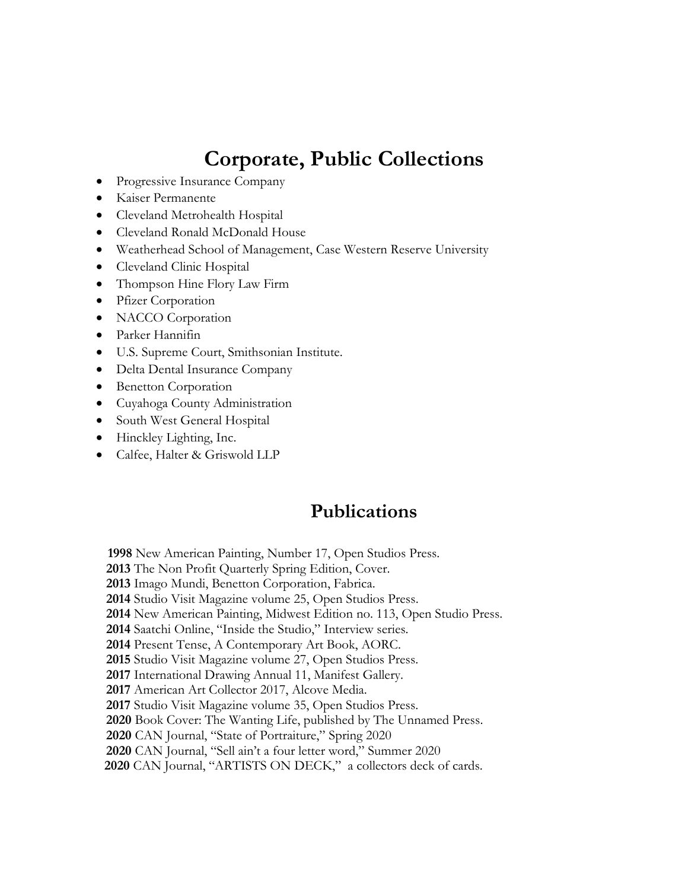# Corporate, Public Collections

- Progressive Insurance Company
- Kaiser Permanente
- Cleveland Metrohealth Hospital
- Cleveland Ronald McDonald House
- Weatherhead School of Management, Case Western Reserve University
- Cleveland Clinic Hospital
- Thompson Hine Flory Law Firm
- Pfizer Corporation
- NACCO Corporation
- Parker Hannifin
- U.S. Supreme Court, Smithsonian Institute.
- Delta Dental Insurance Company
- Benetton Corporation
- Cuyahoga County Administration
- South West General Hospital
- Hinckley Lighting, Inc.
- Calfee, Halter & Griswold LLP

# Publications

**1998** New American Painting, Number 17, Open Studios Press.
**2013** The Non Profit Quarterly Spring Edition, Cover.
**2013** Imago Mundi, Benetton Corporation, Fabrica.
**2014** Studio Visit Magazine volume 25, Open Studios Press.
**2014** New American Painting, Midwest Edition no. 113, Open Studio Press.
**2014** Saatchi Online, "Inside the Studio," Interview series.
**2014** Present Tense, A Contemporary Art Book, AORC.
**2015** Studio Visit Magazine volume 27, Open Studios Press.
**2017** International Drawing Annual 11, Manifest Gallery.
**2017** American Art Collector 2017, Alcove Media.
**2017** Studio Visit Magazine volume 35, Open Studios Press.
**2020** Book Cover: The Wanting Life, published by The Unnamed Press.
**2020** CAN Journal, "State of Portraiture," Spring 2020
**2020** CAN Journal, "Sell ain't a four letter word," Summer 2020
**2020** CAN Journal, "ARTISTS ON DECK," a collectors deck of cards.